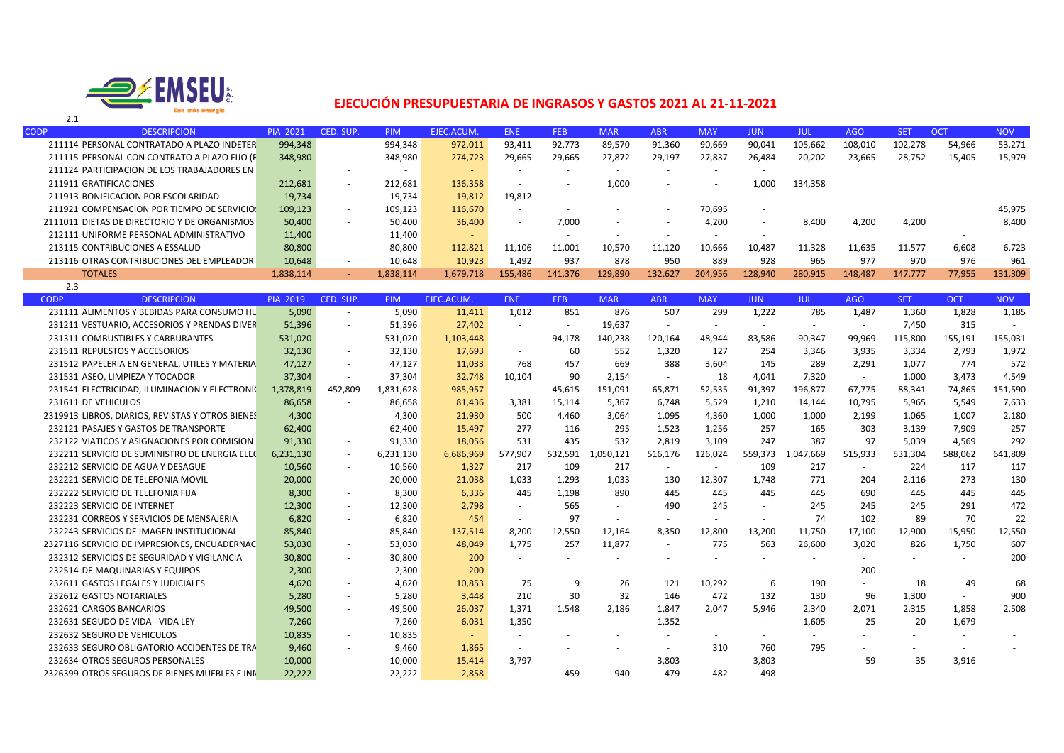# EJECUCIÓN PRESUPUESTARIA DE INGRASOS Y GASTOS 2021 AL 21-11-2021

2.1

| CODP | DESCRIPCION | PIA 2021 | CED. SUP. | PIM | EJEC.ACUM. | ENE | FEB | MAR | ABR | MAY | JUN | JUL | AGO | SET | OCT | NOV |
|---|---|---|---|---|---|---|---|---|---|---|---|---|---|---|---|---|
| 211114 | PERSONAL CONTRATADO A PLAZO INDETER | 994,348 | - | 994,348 | 972,011 | 93,411 | 92,773 | 89,570 | 91,360 | 90,669 | 90,041 | 105,662 | 108,010 | 102,278 | 54,966 | 53,271 |
| 211115 | PERSONAL CON CONTRATO A PLAZO FIJO (F | 348,980 | - | 348,980 | 274,723 | 29,665 | 29,665 | 27,872 | 29,197 | 27,837 | 26,484 | 20,202 | 23,665 | 28,752 | 15,405 | 15,979 |
| 211124 | PARTICIPACION DE LOS TRABAJADORES EN | - | - | - | - | - | - | - | - | - | - | | | | | |
| 211911 | GRATIFICACIONES | 212,681 | - | 212,681 | 136,358 | - | - | 1,000 | - | - | 1,000 | 134,358 | | | | |
| 211913 | BONIFICACION POR ESCOLARIDAD | 19,734 | - | 19,734 | 19,812 | 19,812 | - | - | - | - | - | | | | | |
| 211921 | COMPENSACION POR TIEMPO DE SERVICIO | 109,123 | - | 109,123 | 116,670 | - | - | - | - | 70,695 | - | | | | | 45,975 |
| 2111011 | DIETAS DE DIRECTORIO Y DE ORGANISMOS | 50,400 | - | 50,400 | 36,400 | - | 7,000 | - | - | 4,200 | - | 8,400 | 4,200 | 4,200 | | 8,400 |
| 212111 | UNIFORME PERSONAL ADMINISTRATIVO | 11,400 | | 11,400 | - | | - | - | - | - | - | | | | - | |
| 213115 | CONTRIBUCIONES A ESSALUD | 80,800 | - | 80,800 | 112,821 | 11,106 | 11,001 | 10,570 | 11,120 | 10,666 | 10,487 | 11,328 | 11,635 | 11,577 | 6,608 | 6,723 |
| 213116 | OTRAS CONTRIBUCIONES DEL EMPLEADOR | 10,648 | - | 10,648 | 10,923 | 1,492 | 937 | 878 | 950 | 889 | 928 | 965 | 977 | 970 | 976 | 961 |
| | TOTALES | 1,838,114 | - | 1,838,114 | 1,679,718 | 155,486 | 141,376 | 129,890 | 132,627 | 204,956 | 128,940 | 280,915 | 148,487 | 147,777 | 77,955 | 131,309 |

2.3

| CODP | DESCRIPCION | PIA 2019 | CED. SUP. | PIM | EJEC.ACUM. | ENE | FEB | MAR | ABR | MAY | JUN | JUL | AGO | SET | OCT | NOV |
|---|---|---|---|---|---|---|---|---|---|---|---|---|---|---|---|---|
| 231111 | ALIMENTOS Y BEBIDAS PARA CONSUMO HU | 5,090 | - | 5,090 | 11,411 | 1,012 | 851 | 876 | 507 | 299 | 1,222 | 785 | 1,487 | 1,360 | 1,828 | 1,185 |
| 231211 | VESTUARIO, ACCESORIOS Y PRENDAS DIVER | 51,396 | - | 51,396 | 27,402 | - | - | 19,637 | - | - | - | - | - | 7,450 | 315 | - |
| 231311 | COMBUSTIBLES Y CARBURANTES | 531,020 | - | 531,020 | 1,103,448 | - | 94,178 | 140,238 | 120,164 | 48,944 | 83,586 | 90,347 | 99,969 | 115,800 | 155,191 | 155,031 |
| 231511 | REPUESTOS Y ACCESORIOS | 32,130 | - | 32,130 | 17,693 | - | 60 | 552 | 1,320 | 127 | 254 | 3,346 | 3,935 | 3,334 | 2,793 | 1,972 |
| 231512 | PAPELERIA EN GENERAL, UTILES Y MATERIA | 47,127 | - | 47,127 | 11,033 | 768 | 457 | 669 | 388 | 3,604 | 145 | 289 | 2,291 | 1,077 | 774 | 572 |
| 231531 | ASEO, LIMPIEZA Y TOCADOR | 37,304 | - | 37,304 | 32,748 | 10,104 | 90 | 2,154 | - | 18 | 4,041 | 7,320 | - | 1,000 | 3,473 | 4,549 |
| 231541 | ELECTRICIDAD, ILUMINACION Y ELECTRONI | 1,378,819 | 452,809 | 1,831,628 | 985,957 | - | 45,615 | 151,091 | 65,871 | 52,535 | 91,397 | 196,877 | 67,775 | 88,341 | 74,865 | 151,590 |
| 231611 | DE VEHICULOS | 86,658 | - | 86,658 | 81,436 | 3,381 | 15,114 | 5,367 | 6,748 | 5,529 | 1,210 | 14,144 | 10,795 | 5,965 | 5,549 | 7,633 |
| 2319913 | LIBROS, DIARIOS, REVISTAS Y OTROS BIENES | 4,300 | | 4,300 | 21,930 | 500 | 4,460 | 3,064 | 1,095 | 4,360 | 1,000 | 1,000 | 2,199 | 1,065 | 1,007 | 2,180 |
| 232121 | PASAJES Y GASTOS DE TRANSPORTE | 62,400 | - | 62,400 | 15,497 | 277 | 116 | 295 | 1,523 | 1,256 | 257 | 165 | 303 | 3,139 | 7,909 | 257 |
| 232122 | VIATICOS Y ASIGNACIONES POR COMISION | 91,330 | - | 91,330 | 18,056 | 531 | 435 | 532 | 2,819 | 3,109 | 247 | 387 | 97 | 5,039 | 4,569 | 292 |
| 232211 | SERVICIO DE SUMINISTRO DE ENERGIA ELEC | 6,231,130 | - | 6,231,130 | 6,686,969 | 577,907 | 532,591 | 1,050,121 | 516,176 | 126,024 | 559,373 | 1,047,669 | 515,933 | 531,304 | 588,062 | 641,809 |
| 232212 | SERVICIO DE AGUA Y DESAGUE | 10,560 | - | 10,560 | 1,327 | 217 | 109 | 217 | - | - | 109 | 217 | - | 224 | 117 | 117 |
| 232221 | SERVICIO DE TELEFONIA MOVIL | 20,000 | - | 20,000 | 21,038 | 1,033 | 1,293 | 1,033 | 130 | 12,307 | 1,748 | 771 | 204 | 2,116 | 273 | 130 |
| 232222 | SERVICIO DE TELEFONIA FIJA | 8,300 | - | 8,300 | 6,336 | 445 | 1,198 | 890 | 445 | 445 | 445 | 445 | 690 | 445 | 445 | 445 |
| 232223 | SERVICIO DE INTERNET | 12,300 | - | 12,300 | 2,798 | - | 565 | - | 490 | 245 | - | 245 | 245 | 245 | 291 | 472 |
| 232231 | CORREOS Y SERVICIOS DE MENSAJERIA | 6,820 | - | 6,820 | 454 | - | 97 | - | - | - | - | 74 | 102 | 89 | 70 | 22 |
| 232243 | SERVICIOS DE IMAGEN INSTITUCIONAL | 85,840 | - | 85,840 | 137,514 | 8,200 | 12,550 | 12,164 | 8,350 | 12,800 | 13,200 | 11,750 | 17,100 | 12,900 | 15,950 | 12,550 |
| 2327116 | SERVICIO DE IMPRESIONES, ENCUADERNAC | 53,030 | - | 53,030 | 48,049 | 1,775 | 257 | 11,877 | - | 775 | 563 | 26,600 | 3,020 | 826 | 1,750 | 607 |
| 232312 | SERVICIOS DE SEGURIDAD Y VIGILANCIA | 30,800 | - | 30,800 | 200 | - | - | - | - | - | - | - | - | - | - | 200 |
| 232514 | DE MAQUINARIAS Y EQUIPOS | 2,300 | - | 2,300 | 200 | - | - | - | - | - | - | - | 200 | - | - | - |
| 232611 | GASTOS LEGALES Y JUDICIALES | 4,620 | - | 4,620 | 10,853 | 75 | 9 | 26 | 121 | 10,292 | 6 | 190 | - | 18 | 49 | 68 |
| 232612 | GASTOS NOTARIALES | 5,280 | - | 5,280 | 3,448 | 210 | 30 | 32 | 146 | 472 | 132 | 130 | 96 | 1,300 | - | 900 |
| 232621 | CARGOS BANCARIOS | 49,500 | - | 49,500 | 26,037 | 1,371 | 1,548 | 2,186 | 1,847 | 2,047 | 5,946 | 2,340 | 2,071 | 2,315 | 1,858 | 2,508 |
| 232631 | SEGUDO DE VIDA - VIDA LEY | 7,260 | - | 7,260 | 6,031 | 1,350 | - | - | 1,352 | - | - | 1,605 | 25 | 20 | 1,679 | - |
| 232632 | SEGURO DE VEHICULOS | 10,835 | - | 10,835 | - | - | - | - | - | - | - | - | - | - | - | - |
| 232633 | SEGURO OBLIGATORIO ACCIDENTES DE TRA | 9,460 | - | 9,460 | 1,865 | - | - | - | - | 310 | 760 | 795 | - | - | - | - |
| 232634 | OTROS SEGUROS PERSONALES | 10,000 | | 10,000 | 15,414 | 3,797 | - | - | 3,803 | - | 3,803 | - | 59 | 35 | 3,916 | - |
| 2326399 | OTROS SEGUROS DE BIENES MUEBLES E INM | 22,222 | | 22,222 | 2,858 | | 459 | 940 | 479 | 482 | 498 | | | | | |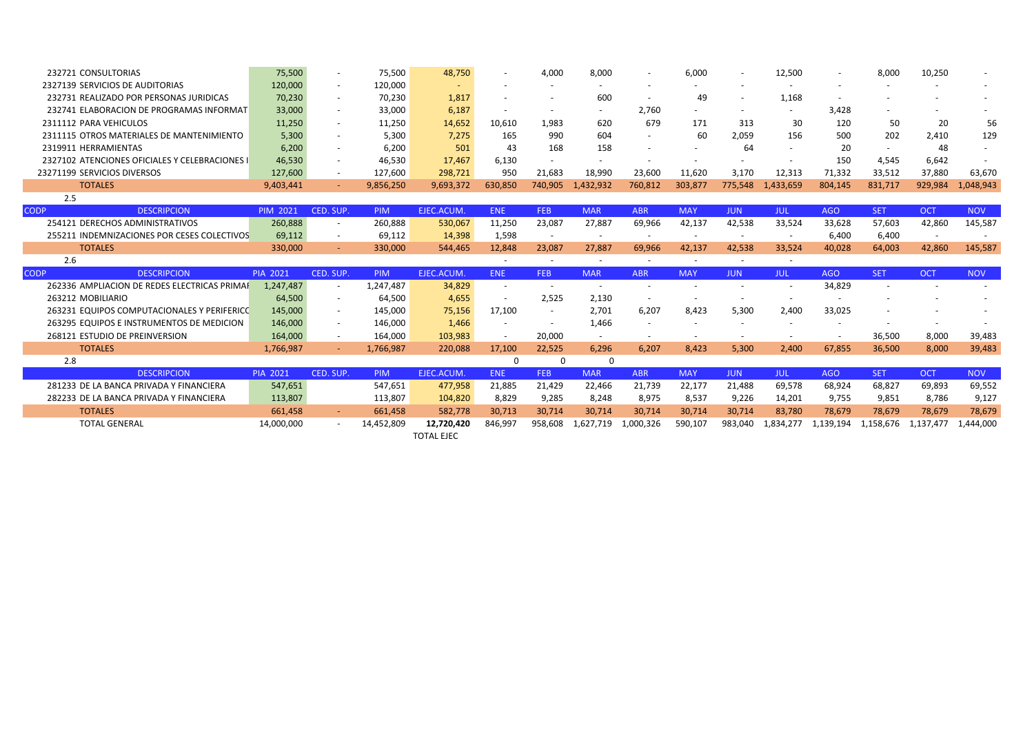| | | | | | | | | | | | | | | | | |
|---|---|---|---|---|---|---|---|---|---|---|---|---|---|---|---|---|
| 232721 | CONSULTORIAS | 75,500 | - | 75,500 | 48,750 | - | 4,000 | 8,000 | - | 6,000 | - | 12,500 | - | 8,000 | 10,250 | - |
| 2327139 | SERVICIOS DE AUDITORIAS | 120,000 | - | 120,000 | - | - | - | - | - | - | - | - | - | - | - | - |
| 232731 | REALIZADO POR PERSONAS JURIDICAS | 70,230 | - | 70,230 | 1,817 | - | - | 600 | - | 49 | - | 1,168 | - | - | - | - |
| 232741 | ELABORACION DE PROGRAMAS INFORMAT | 33,000 | - | 33,000 | 6,187 | - | - | - | 2,760 | - | - | - | 3,428 | - | - | - |
| 2311112 | PARA VEHICULOS | 11,250 | - | 11,250 | 14,652 | 10,610 | 1,983 | 620 | 679 | 171 | 313 | 30 | 120 | 50 | 20 | 56 |
| 2311115 | OTROS MATERIALES DE MANTENIMIENTO | 5,300 | - | 5,300 | 7,275 | 165 | 990 | 604 | - | 60 | 2,059 | 156 | 500 | 202 | 2,410 | 129 |
| 2319911 | HERRAMIENTAS | 6,200 | - | 6,200 | 501 | 43 | 168 | 158 | - | - | 64 | - | 20 | - | 48 | - |
| 2327102 | ATENCIONES OFICIALES Y CELEBRACIONES I | 46,530 | - | 46,530 | 17,467 | 6,130 | - | - | - | - | - | - | 150 | 4,545 | 6,642 | - |
| 23271199 | SERVICIOS DIVERSOS | 127,600 | - | 127,600 | 298,721 | 950 | 21,683 | 18,990 | 23,600 | 11,620 | 3,170 | 12,313 | 71,332 | 33,512 | 37,880 | 63,670 |
| | TOTALES | 9,403,441 | - | 9,856,250 | 9,693,372 | 630,850 | 740,905 | 1,432,932 | 760,812 | 303,877 | 775,548 | 1,433,659 | 804,145 | 831,717 | 929,984 | 1,048,943 |

2.5

| CODP | DESCRIPCION | PIM 2021 | CED. SUP. | PIM | EJEC.ACUM. | ENE | FEB | MAR | ABR | MAY | JUN | JUL | AGO | SET | OCT | NOV |
|---|---|---|---|---|---|---|---|---|---|---|---|---|---|---|---|---|
| 254121 | DERECHOS ADMINISTRATIVOS | 260,888 | - | 260,888 | 530,067 | 11,250 | 23,087 | 27,887 | 69,966 | 42,137 | 42,538 | 33,524 | 33,628 | 57,603 | 42,860 | 145,587 |
| 255211 | INDEMNIZACIONES POR CESES COLECTIVOS | 69,112 | - | 69,112 | 14,398 | 1,598 | - | - | - | - | - | - | 6,400 | 6,400 | - | - |
| | TOTALES | 330,000 | - | 330,000 | 544,465 | 12,848 | 23,087 | 27,887 | 69,966 | 42,137 | 42,538 | 33,524 | 40,028 | 64,003 | 42,860 | 145,587 |

2.6

| CODP | DESCRIPCION | PIA 2021 | CED. SUP. | PIM | EJEC.ACUM. | ENE | FEB | MAR | ABR | MAY | JUN | JUL | AGO | SET | OCT | NOV |
|---|---|---|---|---|---|---|---|---|---|---|---|---|---|---|---|---|
| 262336 | AMPLIACION DE REDES ELECTRICAS PRIMAI | 1,247,487 | - | 1,247,487 | 34,829 | - | - | - | - | - | - | - | 34,829 | - | - | - |
| 263212 | MOBILIARIO | 64,500 | - | 64,500 | 4,655 | - | 2,525 | 2,130 | - | - | - | - | - | - | - | - |
| 263231 | EQUIPOS COMPUTACIONALES Y PERIFERICO | 145,000 | - | 145,000 | 75,156 | 17,100 | - | 2,701 | 6,207 | 8,423 | 5,300 | 2,400 | 33,025 | - | - | - |
| 263295 | EQUIPOS E INSTRUMENTOS DE MEDICION | 146,000 | - | 146,000 | 1,466 | - | - | 1,466 | - | - | - | - | - | - | - | - |
| 268121 | ESTUDIO DE PREINVERSION | 164,000 | - | 164,000 | 103,983 | - | 20,000 | - | - | - | - | - | - | 36,500 | 8,000 | 39,483 |
| | TOTALES | 1,766,987 | - | 1,766,987 | 220,088 | 17,100 | 22,525 | 6,296 | 6,207 | 8,423 | 5,300 | 2,400 | 67,855 | 36,500 | 8,000 | 39,483 |

2.8

| CODP | DESCRIPCION | PIA 2021 | CED. SUP. | PIM | EJEC.ACUM. | ENE | FEB | MAR | ABR | MAY | JUN | JUL | AGO | SET | OCT | NOV |
|---|---|---|---|---|---|---|---|---|---|---|---|---|---|---|---|---|
| | | | | | | 0 | 0 | 0 | | | | | | | | |
| 281233 | DE LA BANCA PRIVADA Y FINANCIERA | 547,651 | | 547,651 | 477,958 | 21,885 | 21,429 | 22,466 | 21,739 | 22,177 | 21,488 | 69,578 | 68,924 | 68,827 | 69,893 | 69,552 |
| 282233 | DE LA BANCA PRIVADA Y FINANCIERA | 113,807 | | 113,807 | 104,820 | 8,829 | 9,285 | 8,248 | 8,975 | 8,537 | 9,226 | 14,201 | 9,755 | 9,851 | 8,786 | 9,127 |
| | TOTALES | 661,458 | - | 661,458 | 582,778 | 30,713 | 30,714 | 30,714 | 30,714 | 30,714 | 30,714 | 83,780 | 78,679 | 78,679 | 78,679 | 78,679 |
| | TOTAL GENERAL | 14,000,000 | - | 14,452,809 | **12,720,420** | 846,997 | 958,608 | 1,627,719 | 1,000,326 | 590,107 | 983,040 | 1,834,277 | 1,139,194 | 1,158,676 | 1,137,477 | 1,444,000 |
| | | | | | TOTAL EJEC | | | | | | | | | | | |